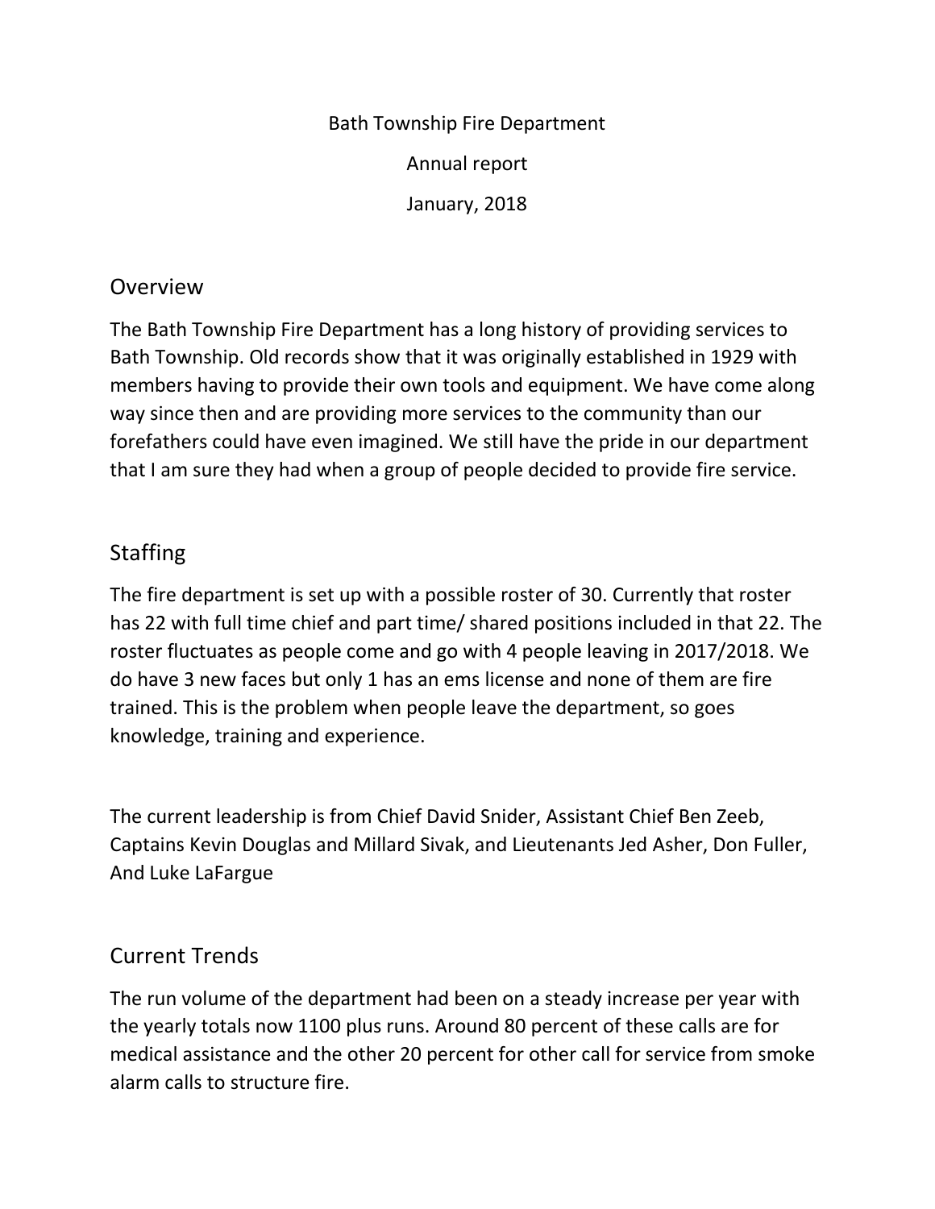Bath Township Fire Department

Annual report

January, 2018

## Overview

The Bath Township Fire Department has a long history of providing services to Bath Township. Old records show that it was originally established in 1929 with members having to provide their own tools and equipment. We have come along way since then and are providing more services to the community than our forefathers could have even imagined. We still have the pride in our department that I am sure they had when a group of people decided to provide fire service.

## Staffing

The fire department is set up with a possible roster of 30. Currently that roster has 22 with full time chief and part time/ shared positions included in that 22. The roster fluctuates as people come and go with 4 people leaving in 2017/2018. We do have 3 new faces but only 1 has an ems license and none of them are fire trained. This is the problem when people leave the department, so goes knowledge, training and experience.

The current leadership is from Chief David Snider, Assistant Chief Ben Zeeb, Captains Kevin Douglas and Millard Sivak, and Lieutenants Jed Asher, Don Fuller, And Luke LaFargue

## Current Trends

The run volume of the department had been on a steady increase per year with the yearly totals now 1100 plus runs. Around 80 percent of these calls are for medical assistance and the other 20 percent for other call for service from smoke alarm calls to structure fire.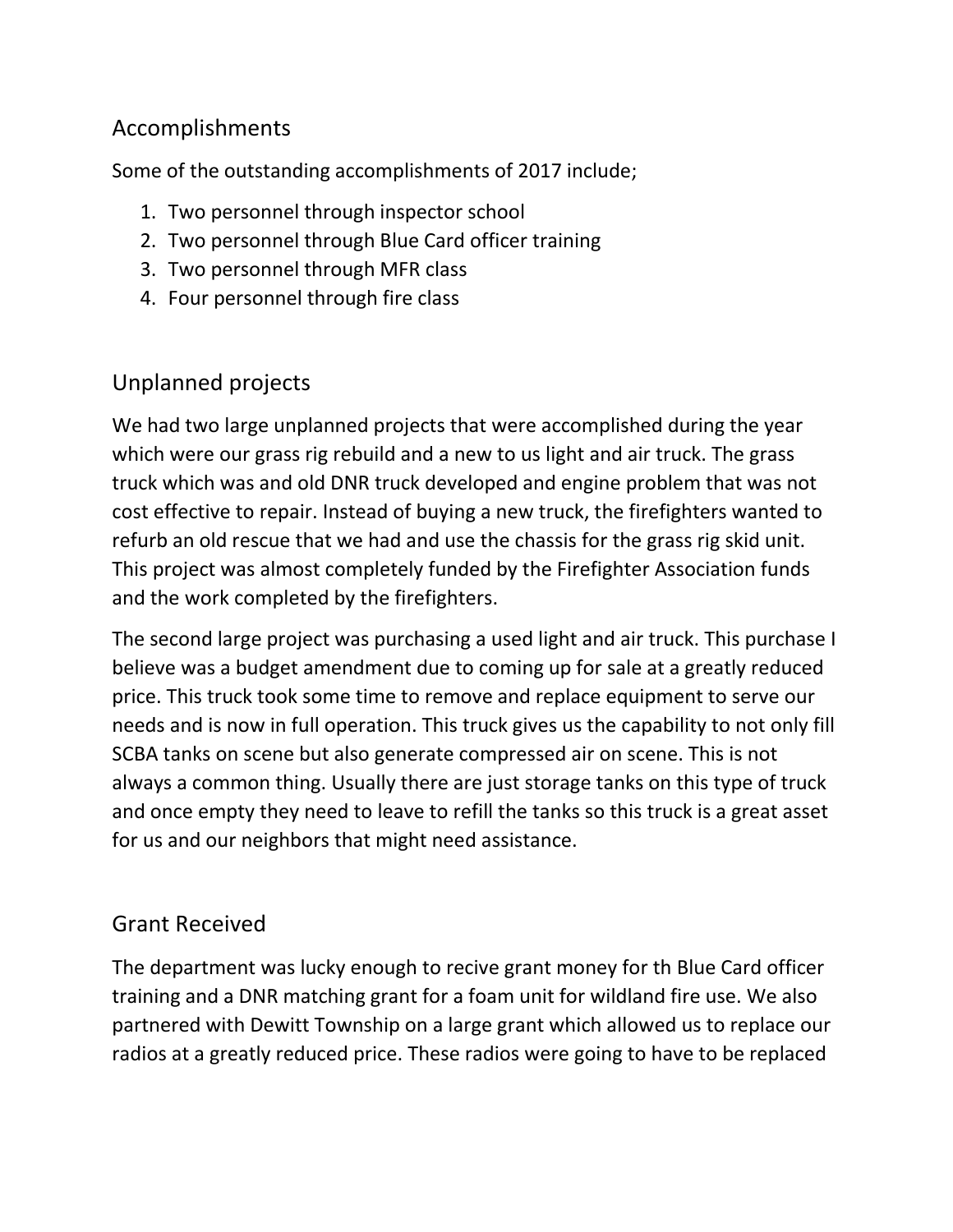## Accomplishments

Some of the outstanding accomplishments of 2017 include;

1. Two personnel through inspector school
2. Two personnel through Blue Card officer training
3. Two personnel through MFR class
4. Four personnel through fire class

## Unplanned projects

We had two large unplanned projects that were accomplished during the year which were our grass rig rebuild and a new to us light and air truck. The grass truck which was and old DNR truck developed and engine problem that was not cost effective to repair. Instead of buying a new truck, the firefighters wanted to refurb an old rescue that we had and use the chassis for the grass rig skid unit. This project was almost completely funded by the Firefighter Association funds and the work completed by the firefighters.

The second large project was purchasing a used light and air truck. This purchase I believe was a budget amendment due to coming up for sale at a greatly reduced price. This truck took some time to remove and replace equipment to serve our needs and is now in full operation. This truck gives us the capability to not only fill SCBA tanks on scene but also generate compressed air on scene. This is not always a common thing. Usually there are just storage tanks on this type of truck and once empty they need to leave to refill the tanks so this truck is a great asset for us and our neighbors that might need assistance.

## Grant Received

The department was lucky enough to recive grant money for th Blue Card officer training and a DNR matching grant for a foam unit for wildland fire use. We also partnered with Dewitt Township on a large grant which allowed us to replace our radios at a greatly reduced price. These radios were going to have to be replaced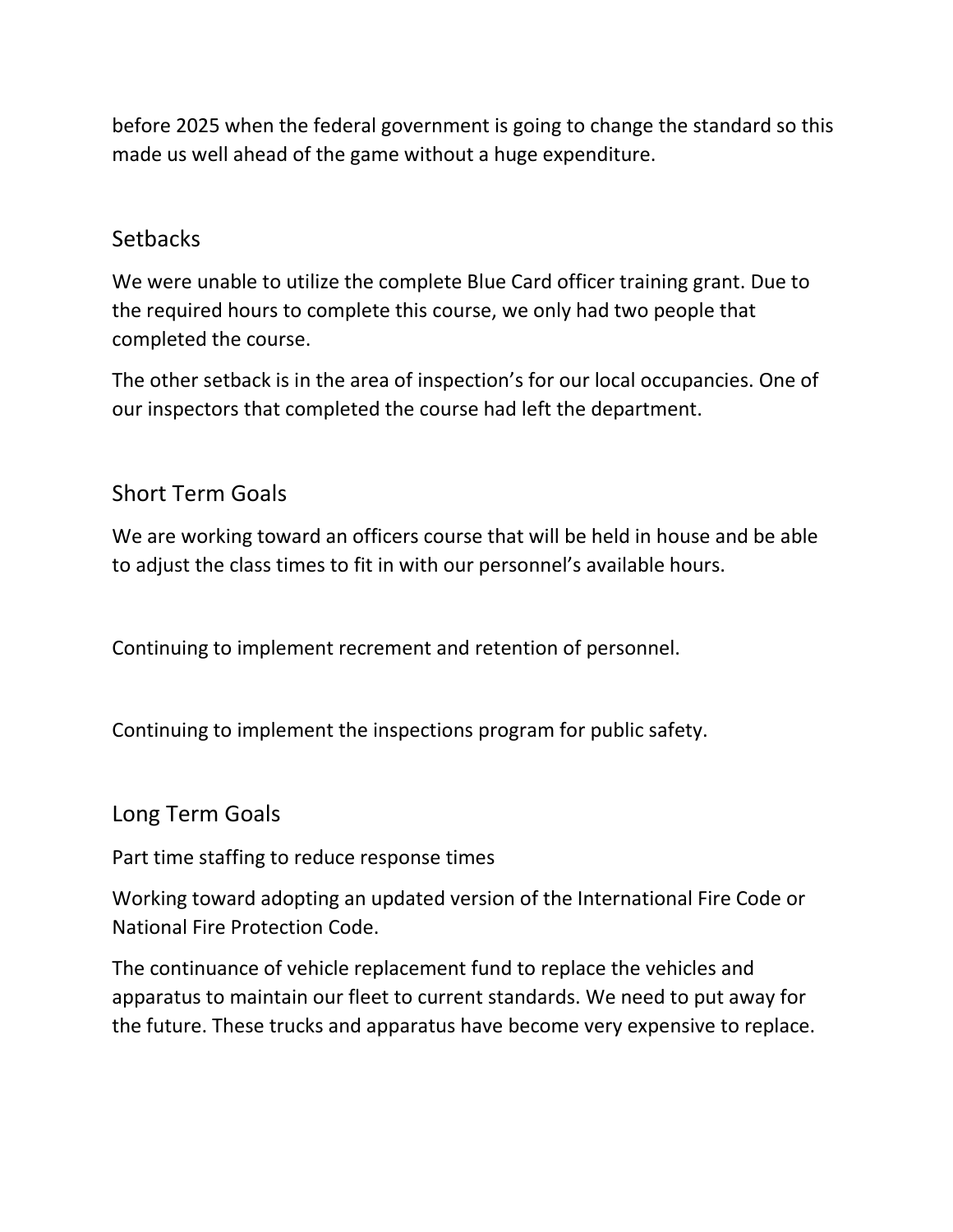before 2025 when the federal government is going to change the standard so this made us well ahead of the game without a huge expenditure.

## Setbacks

We were unable to utilize the complete Blue Card officer training grant. Due to the required hours to complete this course, we only had two people that completed the course.

The other setback is in the area of inspection's for our local occupancies. One of our inspectors that completed the course had left the department.

## Short Term Goals

We are working toward an officers course that will be held in house and be able to adjust the class times to fit in with our personnel's available hours.

Continuing to implement recrement and retention of personnel.

Continuing to implement the inspections program for public safety.

## Long Term Goals

Part time staffing to reduce response times

Working toward adopting an updated version of the International Fire Code or National Fire Protection Code.

The continuance of vehicle replacement fund to replace the vehicles and apparatus to maintain our fleet to current standards. We need to put away for the future. These trucks and apparatus have become very expensive to replace.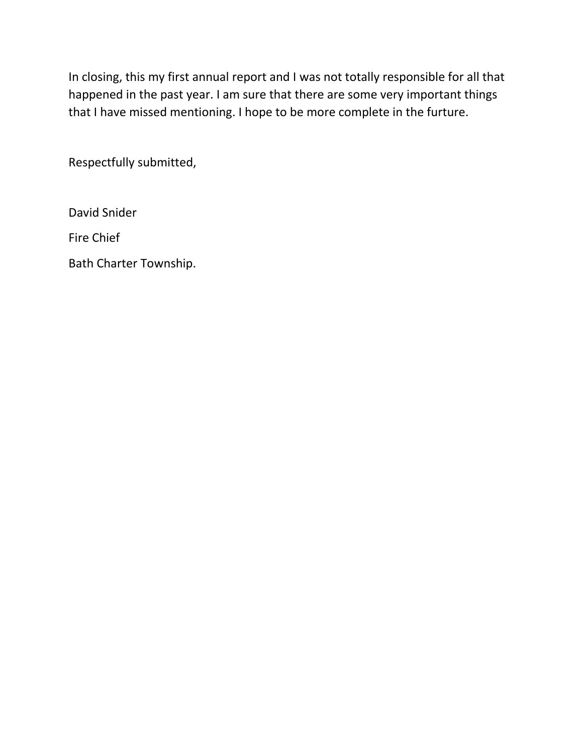In closing, this my first annual report and I was not totally responsible for all that happened in the past year. I am sure that there are some very important things that I have missed mentioning. I hope to be more complete in the furture.

Respectfully submitted,

David Snider

Fire Chief

Bath Charter Township.